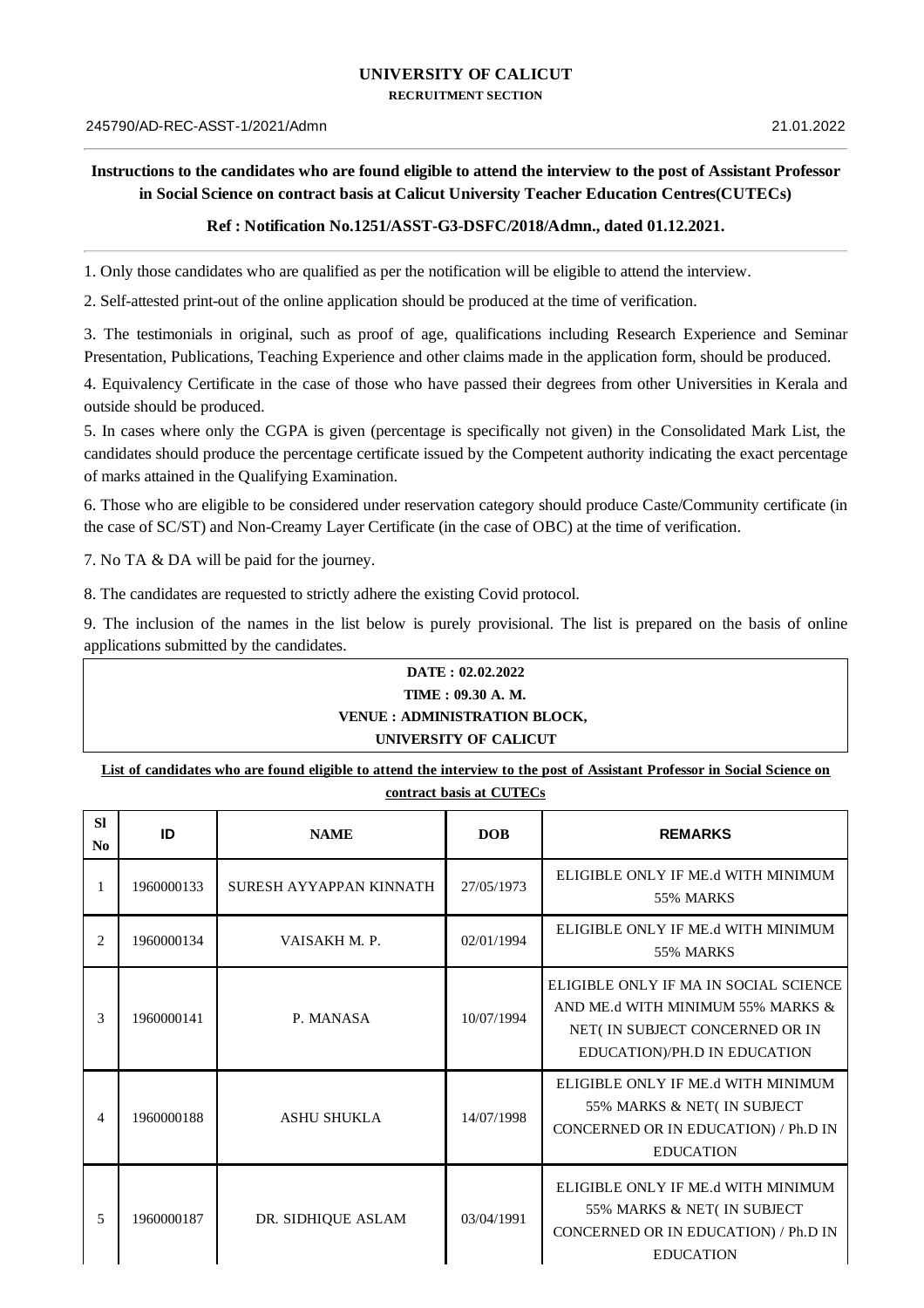# UNIVERSITY OF CALICUT

**RECRUITMENT SECTION**

245790/AD-REC-ASST-1/2021/Admn 21.01.2022

**Instructions to the candidates who are found eligible to attend the interview to the post of Assistant Professor in Social Science on contract basis at Calicut University Teacher Education Centres(CUTECs)**

**Ref : Notification No.1251/ASST-G3-DSFC/2018/Admn., dated 01.12.2021.**

1. Only those candidates who are qualified as per the notification will be eligible to attend the interview.

2. Self-attested print-out of the online application should be produced at the time of verification.

3. The testimonials in original, such as proof of age, qualifications including Research Experience and Seminar Presentation, Publications, Teaching Experience and other claims made in the application form, should be produced.

4. Equivalency Certificate in the case of those who have passed their degrees from other Universities in Kerala and outside should be produced.

5. In cases where only the CGPA is given (percentage is specifically not given) in the Consolidated Mark List, the candidates should produce the percentage certificate issued by the Competent authority indicating the exact percentage of marks attained in the Qualifying Examination.

6. Those who are eligible to be considered under reservation category should produce Caste/Community certificate (in the case of SC/ST) and Non-Creamy Layer Certificate (in the case of OBC) at the time of verification.

7. No TA & DA will be paid for the journey.

8. The candidates are requested to strictly adhere the existing Covid protocol.

9. The inclusion of the names in the list below is purely provisional. The list is prepared on the basis of online applications submitted by the candidates.

**DATE : 02.02.2022**
**TIME : 09.30 A. M.**
**VENUE : ADMINISTRATION BLOCK,**
**UNIVERSITY OF CALICUT**

**List of candidates who are found eligible to attend the interview to the post of Assistant Professor in Social Science on contract basis at CUTECs**

| Sl No | ID | NAME | DOB | REMARKS |
|---|---|---|---|---|
| 1 | 1960000133 | SURESH AYYAPPAN KINNATH | 27/05/1973 | ELIGIBLE ONLY IF ME.d WITH MINIMUM 55% MARKS |
| 2 | 1960000134 | VAISAKH M. P. | 02/01/1994 | ELIGIBLE ONLY IF ME.d WITH MINIMUM 55% MARKS |
| 3 | 1960000141 | P. MANASA | 10/07/1994 | ELIGIBLE ONLY IF MA IN SOCIAL SCIENCE AND ME.d WITH MINIMUM 55% MARKS & NET( IN SUBJECT CONCERNED OR IN EDUCATION)/PH.D IN EDUCATION |
| 4 | 1960000188 | ASHU SHUKLA | 14/07/1998 | ELIGIBLE ONLY IF ME.d WITH MINIMUM 55% MARKS & NET( IN SUBJECT CONCERNED OR IN EDUCATION) / Ph.D IN EDUCATION |
| 5 | 1960000187 | DR. SIDHIQUE ASLAM | 03/04/1991 | ELIGIBLE ONLY IF ME.d WITH MINIMUM 55% MARKS & NET( IN SUBJECT CONCERNED OR IN EDUCATION) / Ph.D IN EDUCATION |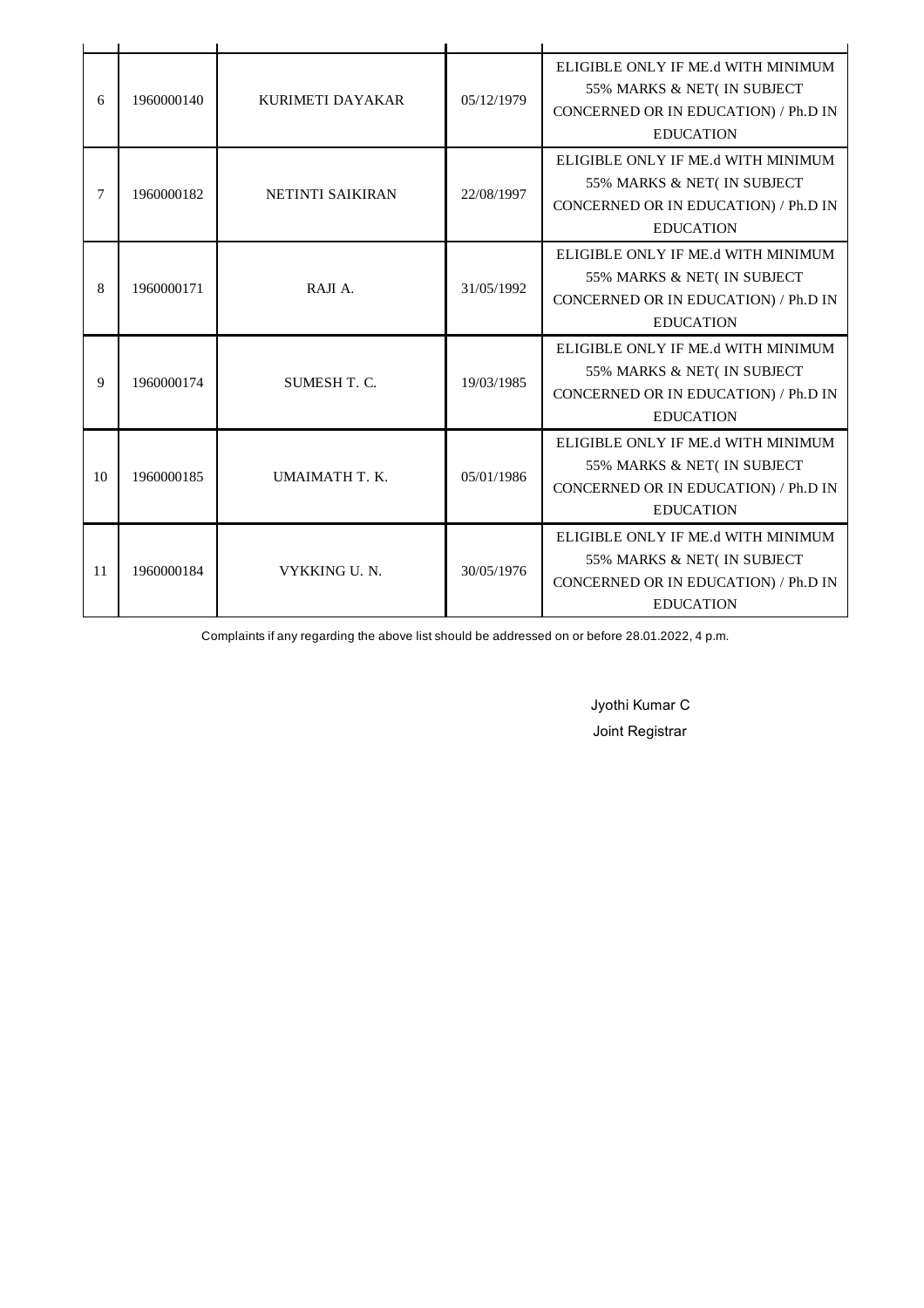| | | | | |
|---|---|---|---|---|
| 6 | 1960000140 | KURIMETI DAYAKAR | 05/12/1979 | ELIGIBLE ONLY IF ME.d WITH MINIMUM 55% MARKS & NET( IN SUBJECT CONCERNED OR IN EDUCATION) / Ph.D IN EDUCATION |
| 7 | 1960000182 | NETINTI SAIKIRAN | 22/08/1997 | ELIGIBLE ONLY IF ME.d WITH MINIMUM 55% MARKS & NET( IN SUBJECT CONCERNED OR IN EDUCATION) / Ph.D IN EDUCATION |
| 8 | 1960000171 | RAJI A. | 31/05/1992 | ELIGIBLE ONLY IF ME.d WITH MINIMUM 55% MARKS & NET( IN SUBJECT CONCERNED OR IN EDUCATION) / Ph.D IN EDUCATION |
| 9 | 1960000174 | SUMESH T. C. | 19/03/1985 | ELIGIBLE ONLY IF ME.d WITH MINIMUM 55% MARKS & NET( IN SUBJECT CONCERNED OR IN EDUCATION) / Ph.D IN EDUCATION |
| 10 | 1960000185 | UMAIMATH T. K. | 05/01/1986 | ELIGIBLE ONLY IF ME.d WITH MINIMUM 55% MARKS & NET( IN SUBJECT CONCERNED OR IN EDUCATION) / Ph.D IN EDUCATION |
| 11 | 1960000184 | VYKKING U. N. | 30/05/1976 | ELIGIBLE ONLY IF ME.d WITH MINIMUM 55% MARKS & NET( IN SUBJECT CONCERNED OR IN EDUCATION) / Ph.D IN EDUCATION |

Complaints if any regarding the above list should be addressed on or before 28.01.2022, 4 p.m.

Jyothi Kumar C
Joint Registrar